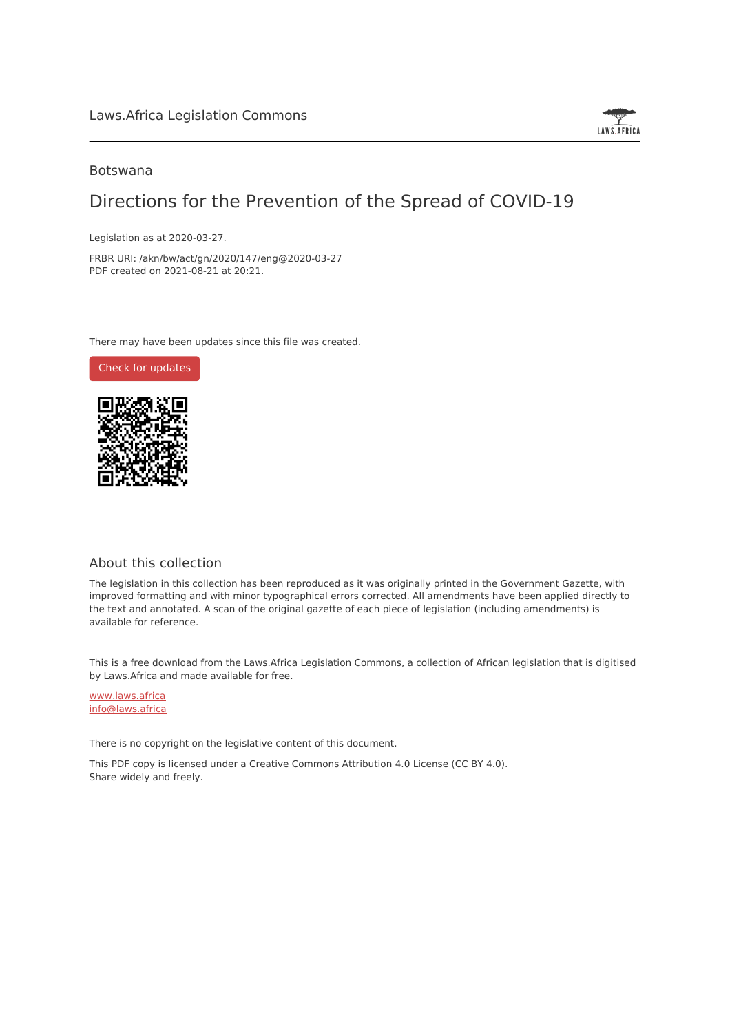Laws.Africa Legislation Commons

Botswana

# Directions for the Prevention of the Spread of COVID-19

Legislation as at 2020-03-27.

FRBR URI: /akn/bw/act/gn/2020/147/eng@2020-03-27
PDF created on 2021-08-21 at 20:21.

There may have been updates since this file was created.

Check for updates

## About this collection

The legislation in this collection has been reproduced as it was originally printed in the Government Gazette, with improved formatting and with minor typographical errors corrected. All amendments have been applied directly to the text and annotated. A scan of the original gazette of each piece of legislation (including amendments) is available for reference.

This is a free download from the Laws.Africa Legislation Commons, a collection of African legislation that is digitised by Laws.Africa and made available for free.

www.laws.africa
info@laws.africa

There is no copyright on the legislative content of this document.

This PDF copy is licensed under a Creative Commons Attribution 4.0 License (CC BY 4.0).
Share widely and freely.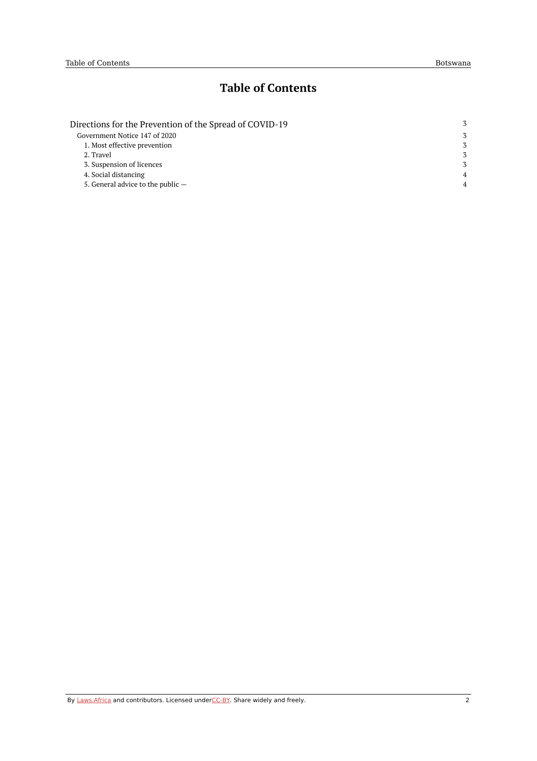# Table of Contents

- Directions for the Prevention of the Spread of COVID-19 — 3
  - Government Notice 147 of 2020 — 3
    - 1. Most effective prevention — 3
    - 2. Travel — 3
    - 3. Suspension of licences — 3
    - 4. Social distancing — 4
    - 5. General advice to the public — — 4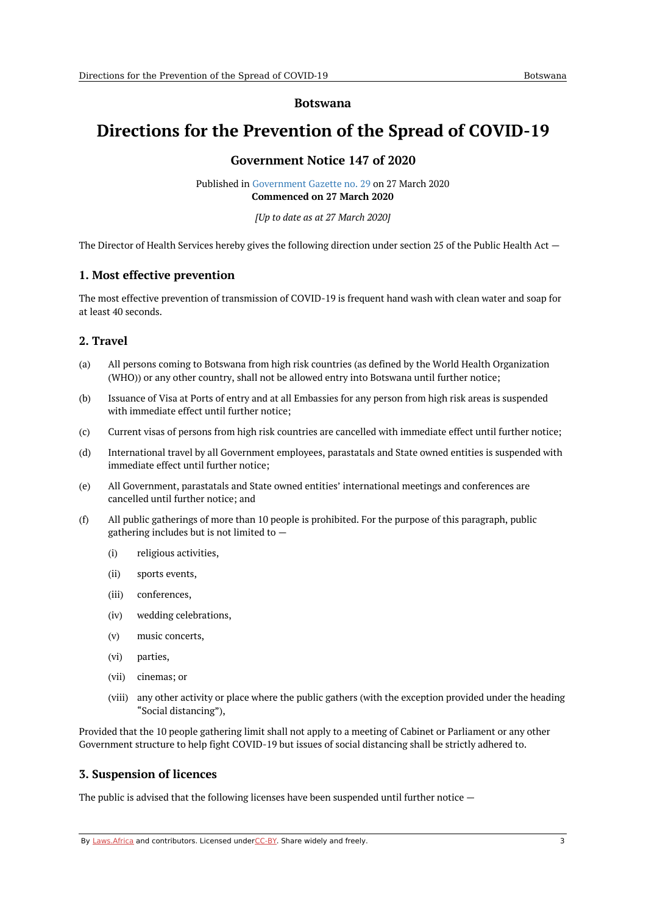# Botswana

# Directions for the Prevention of the Spread of COVID-19

## Government Notice 147 of 2020

Published in Government Gazette no. 29 on 27 March 2020
**Commenced on 27 March 2020**

*[Up to date as at 27 March 2020]*

The Director of Health Services hereby gives the following direction under section 25 of the Public Health Act —

### 1. Most effective prevention

The most effective prevention of transmission of COVID-19 is frequent hand wash with clean water and soap for at least 40 seconds.

### 2. Travel

(a) All persons coming to Botswana from high risk countries (as defined by the World Health Organization (WHO)) or any other country, shall not be allowed entry into Botswana until further notice;

(b) Issuance of Visa at Ports of entry and at all Embassies for any person from high risk areas is suspended with immediate effect until further notice;

(c) Current visas of persons from high risk countries are cancelled with immediate effect until further notice;

(d) International travel by all Government employees, parastatals and State owned entities is suspended with immediate effect until further notice;

(e) All Government, parastatals and State owned entities' international meetings and conferences are cancelled until further notice; and

(f) All public gatherings of more than 10 people is prohibited. For the purpose of this paragraph, public gathering includes but is not limited to —

  (i) religious activities,

  (ii) sports events,

  (iii) conferences,

  (iv) wedding celebrations,

  (v) music concerts,

  (vi) parties,

  (vii) cinemas; or

  (viii) any other activity or place where the public gathers (with the exception provided under the heading "Social distancing"),

Provided that the 10 people gathering limit shall not apply to a meeting of Cabinet or Parliament or any other Government structure to help fight COVID-19 but issues of social distancing shall be strictly adhered to.

### 3. Suspension of licences

The public is advised that the following licenses have been suspended until further notice —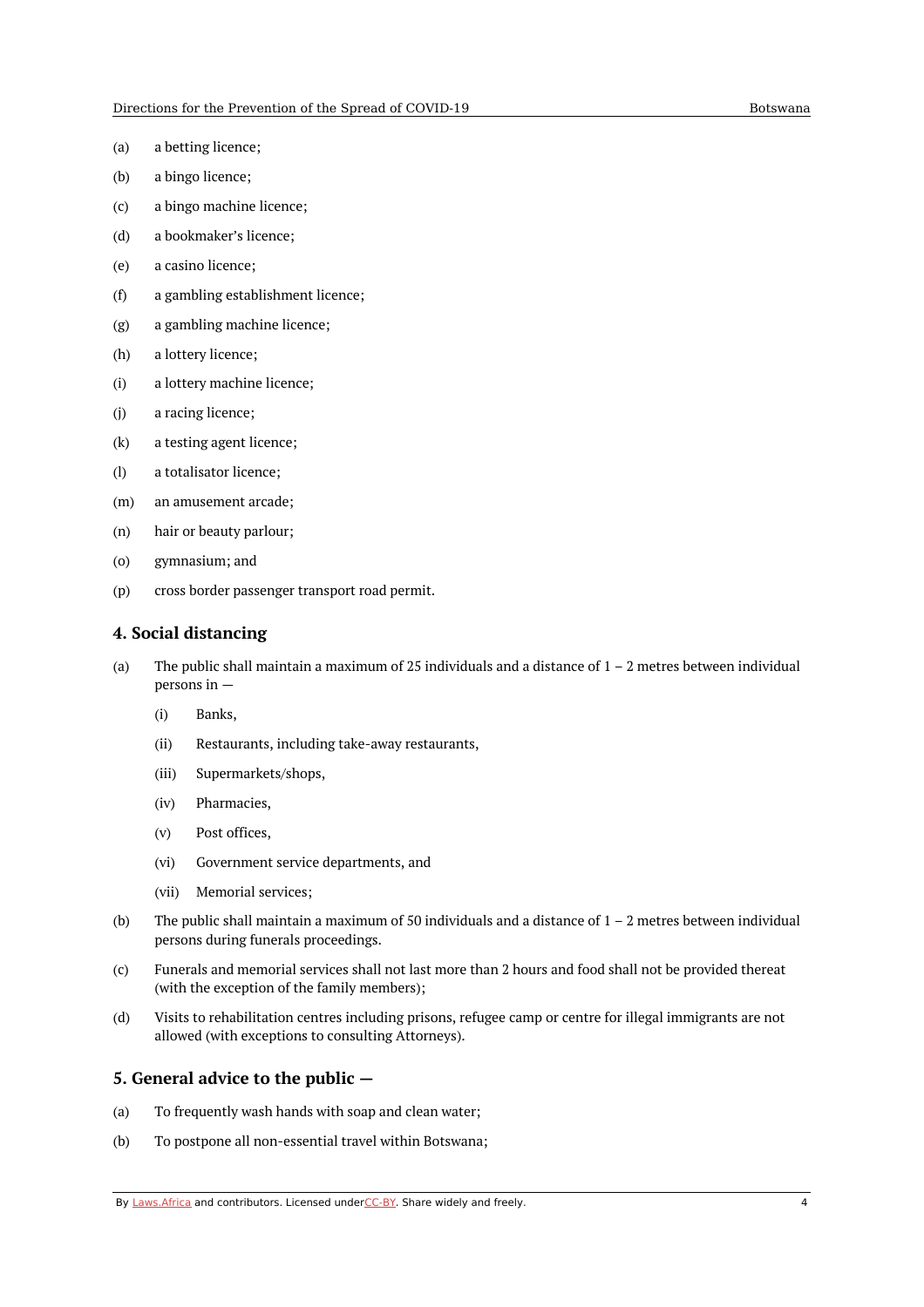(a) a betting licence;

(b) a bingo licence;

(c) a bingo machine licence;

(d) a bookmaker's licence;

(e) a casino licence;

(f) a gambling establishment licence;

(g) a gambling machine licence;

(h) a lottery licence;

(i) a lottery machine licence;

(j) a racing licence;

(k) a testing agent licence;

(l) a totalisator licence;

(m) an amusement arcade;

(n) hair or beauty parlour;

(o) gymnasium; and

(p) cross border passenger transport road permit.

## 4. Social distancing

(a) The public shall maintain a maximum of 25 individuals and a distance of 1 – 2 metres between individual persons in —

  (i) Banks,

  (ii) Restaurants, including take-away restaurants,

  (iii) Supermarkets/shops,

  (iv) Pharmacies,

  (v) Post offices,

  (vi) Government service departments, and

  (vii) Memorial services;

(b) The public shall maintain a maximum of 50 individuals and a distance of 1 – 2 metres between individual persons during funerals proceedings.

(c) Funerals and memorial services shall not last more than 2 hours and food shall not be provided thereat (with the exception of the family members);

(d) Visits to rehabilitation centres including prisons, refugee camp or centre for illegal immigrants are not allowed (with exceptions to consulting Attorneys).

## 5. General advice to the public —

(a) To frequently wash hands with soap and clean water;

(b) To postpone all non-essential travel within Botswana;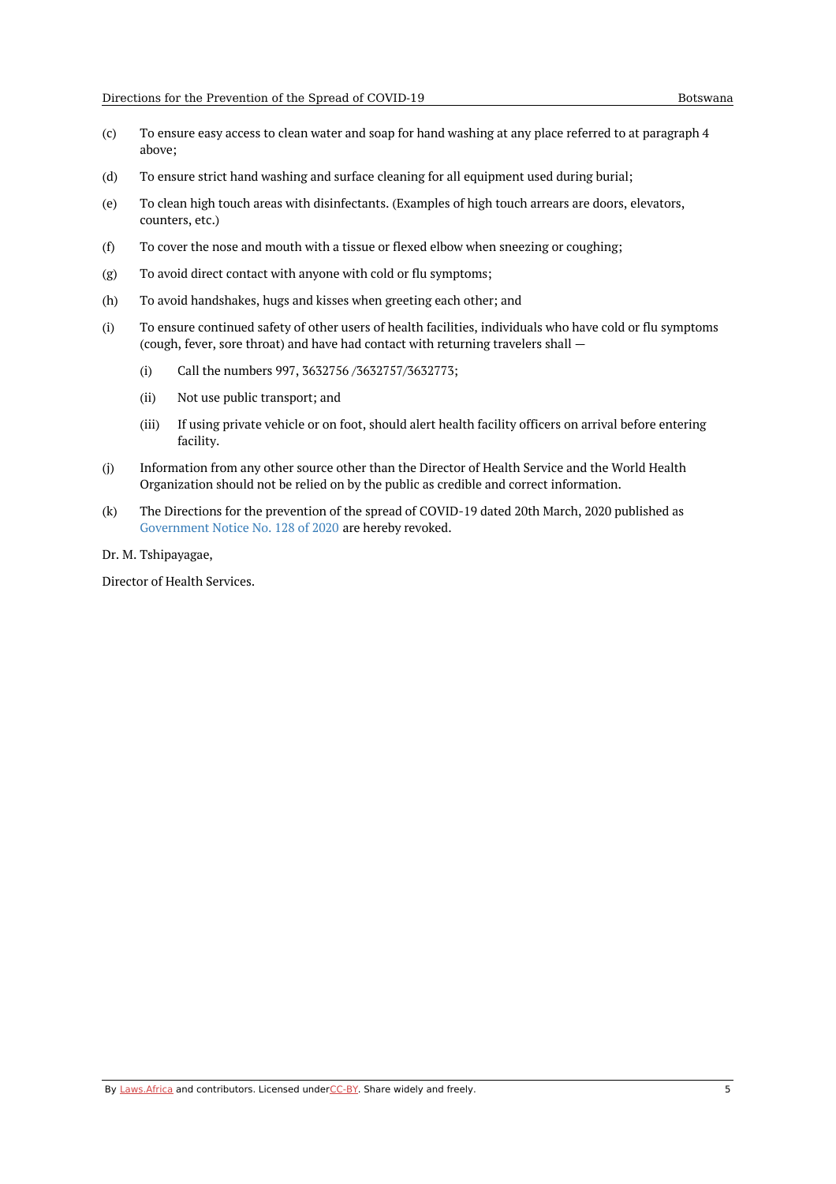(c) To ensure easy access to clean water and soap for hand washing at any place referred to at paragraph 4 above;

(d) To ensure strict hand washing and surface cleaning for all equipment used during burial;

(e) To clean high touch areas with disinfectants. (Examples of high touch arrears are doors, elevators, counters, etc.)

(f) To cover the nose and mouth with a tissue or flexed elbow when sneezing or coughing;

(g) To avoid direct contact with anyone with cold or flu symptoms;

(h) To avoid handshakes, hugs and kisses when greeting each other; and

(i) To ensure continued safety of other users of health facilities, individuals who have cold or flu symptoms (cough, fever, sore throat) and have had contact with returning travelers shall —

  (i) Call the numbers 997, 3632756 /3632757/3632773;

  (ii) Not use public transport; and

  (iii) If using private vehicle or on foot, should alert health facility officers on arrival before entering facility.

(j) Information from any other source other than the Director of Health Service and the World Health Organization should not be relied on by the public as credible and correct information.

(k) The Directions for the prevention of the spread of COVID-19 dated 20th March, 2020 published as Government Notice No. 128 of 2020 are hereby revoked.

Dr. M. Tshipayagae,

Director of Health Services.